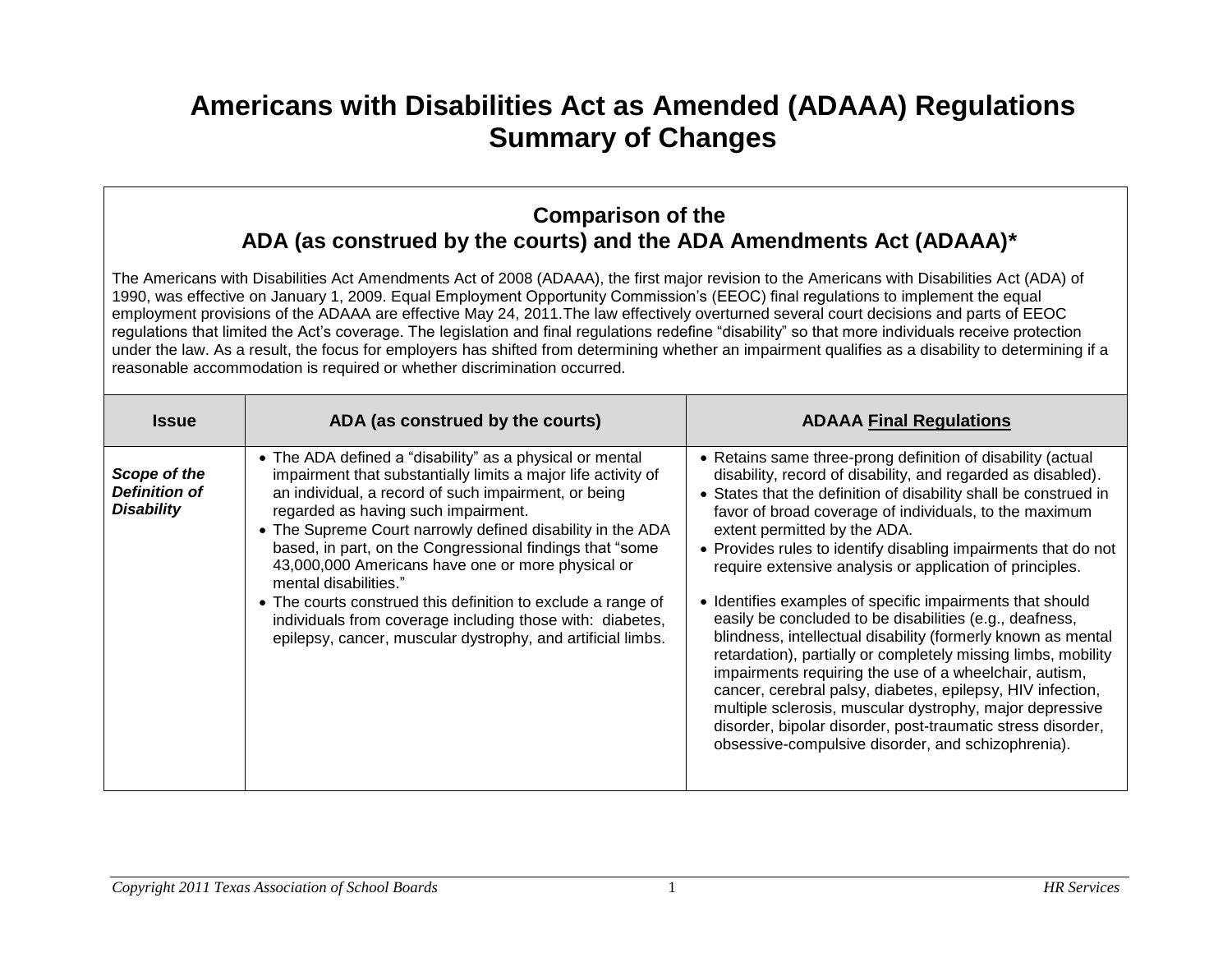# Americans with Disabilities Act as Amended (ADAAA) Regulations Summary of Changes

## Comparison of the ADA (as construed by the courts) and the ADA Amendments Act (ADAAA)*

The Americans with Disabilities Act Amendments Act of 2008 (ADAAA), the first major revision to the Americans with Disabilities Act (ADA) of 1990, was effective on January 1, 2009. Equal Employment Opportunity Commission's (EEOC) final regulations to implement the equal employment provisions of the ADAAA are effective May 24, 2011.The law effectively overturned several court decisions and parts of EEOC regulations that limited the Act's coverage. The legislation and final regulations redefine "disability" so that more individuals receive protection under the law. As a result, the focus for employers has shifted from determining whether an impairment qualifies as a disability to determining if a reasonable accommodation is required or whether discrimination occurred.

| Issue | ADA (as construed by the courts) | ADAAA Final Regulations |
|---|---|---|
| ***Scope of the Definition of Disability*** | • The ADA defined a "disability" as a physical or mental impairment that substantially limits a major life activity of an individual, a record of such impairment, or being regarded as having such impairment.<br>• The Supreme Court narrowly defined disability in the ADA based, in part, on the Congressional findings that "some 43,000,000 Americans have one or more physical or mental disabilities."<br>• The courts construed this definition to exclude a range of individuals from coverage including those with: diabetes, epilepsy, cancer, muscular dystrophy, and artificial limbs. | • Retains same three-prong definition of disability (actual disability, record of disability, and regarded as disabled).<br>• States that the definition of disability shall be construed in favor of broad coverage of individuals, to the maximum extent permitted by the ADA.<br>• Provides rules to identify disabling impairments that do not require extensive analysis or application of principles.<br>• Identifies examples of specific impairments that should easily be concluded to be disabilities (e.g., deafness, blindness, intellectual disability (formerly known as mental retardation), partially or completely missing limbs, mobility impairments requiring the use of a wheelchair, autism, cancer, cerebral palsy, diabetes, epilepsy, HIV infection, multiple sclerosis, muscular dystrophy, major depressive disorder, bipolar disorder, post-traumatic stress disorder, obsessive-compulsive disorder, and schizophrenia). |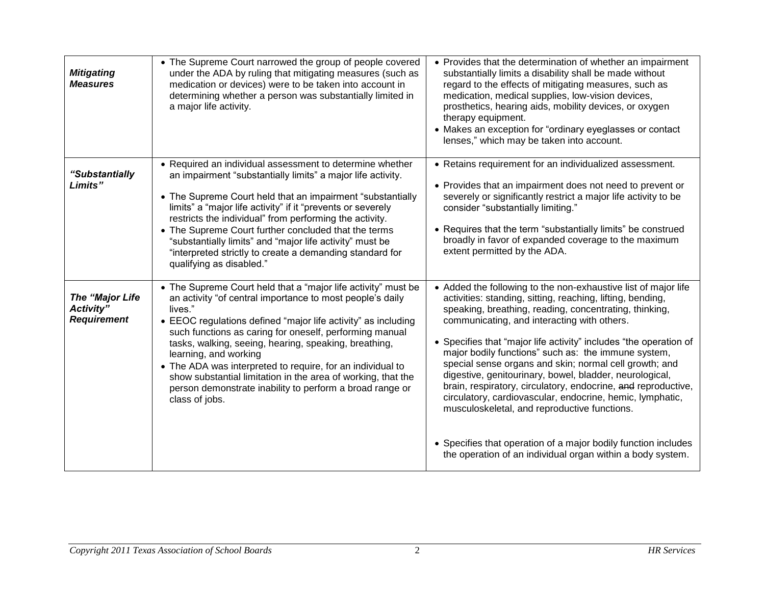| | | |
|---|---|---|
| ***Mitigating Measures*** | • The Supreme Court narrowed the group of people covered under the ADA by ruling that mitigating measures (such as medication or devices) were to be taken into account in determining whether a person was substantially limited in a major life activity. | • Provides that the determination of whether an impairment substantially limits a disability shall be made without regard to the effects of mitigating measures, such as medication, medical supplies, low-vision devices, prosthetics, hearing aids, mobility devices, or oxygen therapy equipment.<br>• Makes an exception for "ordinary eyeglasses or contact lenses," which may be taken into account. |
| ***"Substantially Limits"*** | • Required an individual assessment to determine whether an impairment "substantially limits" a major life activity.<br>• The Supreme Court held that an impairment "substantially limits" a "major life activity" if it "prevents or severely restricts the individual" from performing the activity.<br>• The Supreme Court further concluded that the terms "substantially limits" and "major life activity" must be "interpreted strictly to create a demanding standard for qualifying as disabled." | • Retains requirement for an individualized assessment.<br>• Provides that an impairment does not need to prevent or severely or significantly restrict a major life activity to be consider "substantially limiting."<br>• Requires that the term "substantially limits" be construed broadly in favor of expanded coverage to the maximum extent permitted by the ADA. |
| ***The "Major Life Activity" Requirement*** | • The Supreme Court held that a "major life activity" must be an activity "of central importance to most people's daily lives."<br>• EEOC regulations defined "major life activity" as including such functions as caring for oneself, performing manual tasks, walking, seeing, hearing, speaking, breathing, learning, and working<br>• The ADA was interpreted to require, for an individual to show substantial limitation in the area of working, that the person demonstrate inability to perform a broad range or class of jobs. | • Added the following to the non-exhaustive list of major life activities: standing, sitting, reaching, lifting, bending, speaking, breathing, reading, concentrating, thinking, communicating, and interacting with others.<br>• Specifies that "major life activity" includes "the operation of major bodily functions" such as: the immune system, special sense organs and skin; normal cell growth; and digestive, genitourinary, bowel, bladder, neurological, brain, respiratory, circulatory, endocrine, ~~and~~ reproductive, circulatory, cardiovascular, endocrine, hemic, lymphatic, musculoskeletal, and reproductive functions.<br>• Specifies that operation of a major bodily function includes the operation of an individual organ within a body system. |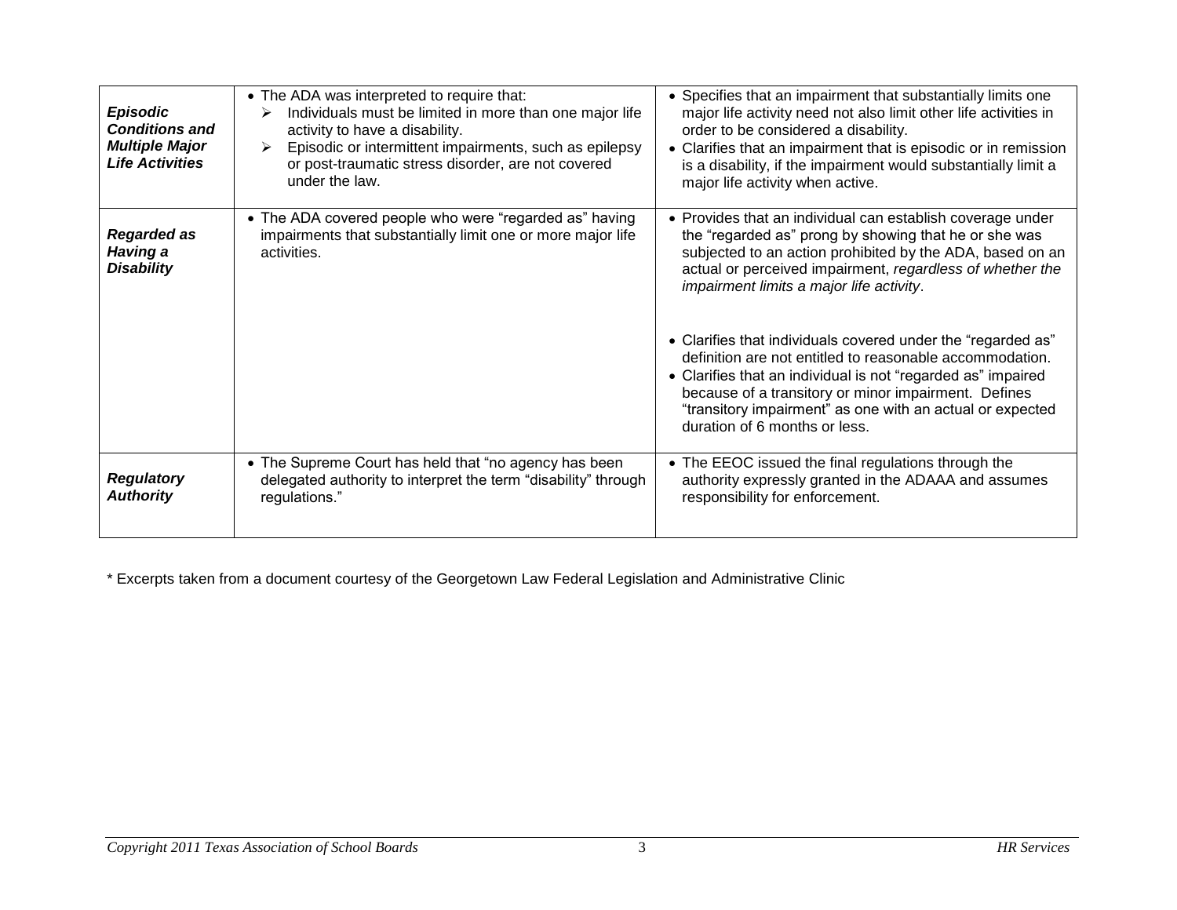| | | |
|---|---|---|
| ***Episodic Conditions and Multiple Major Life Activities*** | • The ADA was interpreted to require that:<br>➢ Individuals must be limited in more than one major life activity to have a disability.<br>➢ Episodic or intermittent impairments, such as epilepsy or post-traumatic stress disorder, are not covered under the law. | • Specifies that an impairment that substantially limits one major life activity need not also limit other life activities in order to be considered a disability.<br>• Clarifies that an impairment that is episodic or in remission is a disability, if the impairment would substantially limit a major life activity when active. |
| ***Regarded as Having a Disability*** | • The ADA covered people who were "regarded as" having impairments that substantially limit one or more major life activities. | • Provides that an individual can establish coverage under the "regarded as" prong by showing that he or she was subjected to an action prohibited by the ADA, based on an actual or perceived impairment, *regardless of whether the impairment limits a major life activity*.<br><br>• Clarifies that individuals covered under the "regarded as" definition are not entitled to reasonable accommodation.<br>• Clarifies that an individual is not "regarded as" impaired because of a transitory or minor impairment. Defines "transitory impairment" as one with an actual or expected duration of 6 months or less. |
| ***Regulatory Authority*** | • The Supreme Court has held that "no agency has been delegated authority to interpret the term "disability" through regulations." | • The EEOC issued the final regulations through the authority expressly granted in the ADAAA and assumes responsibility for enforcement. |

* Excerpts taken from a document courtesy of the Georgetown Law Federal Legislation and Administrative Clinic